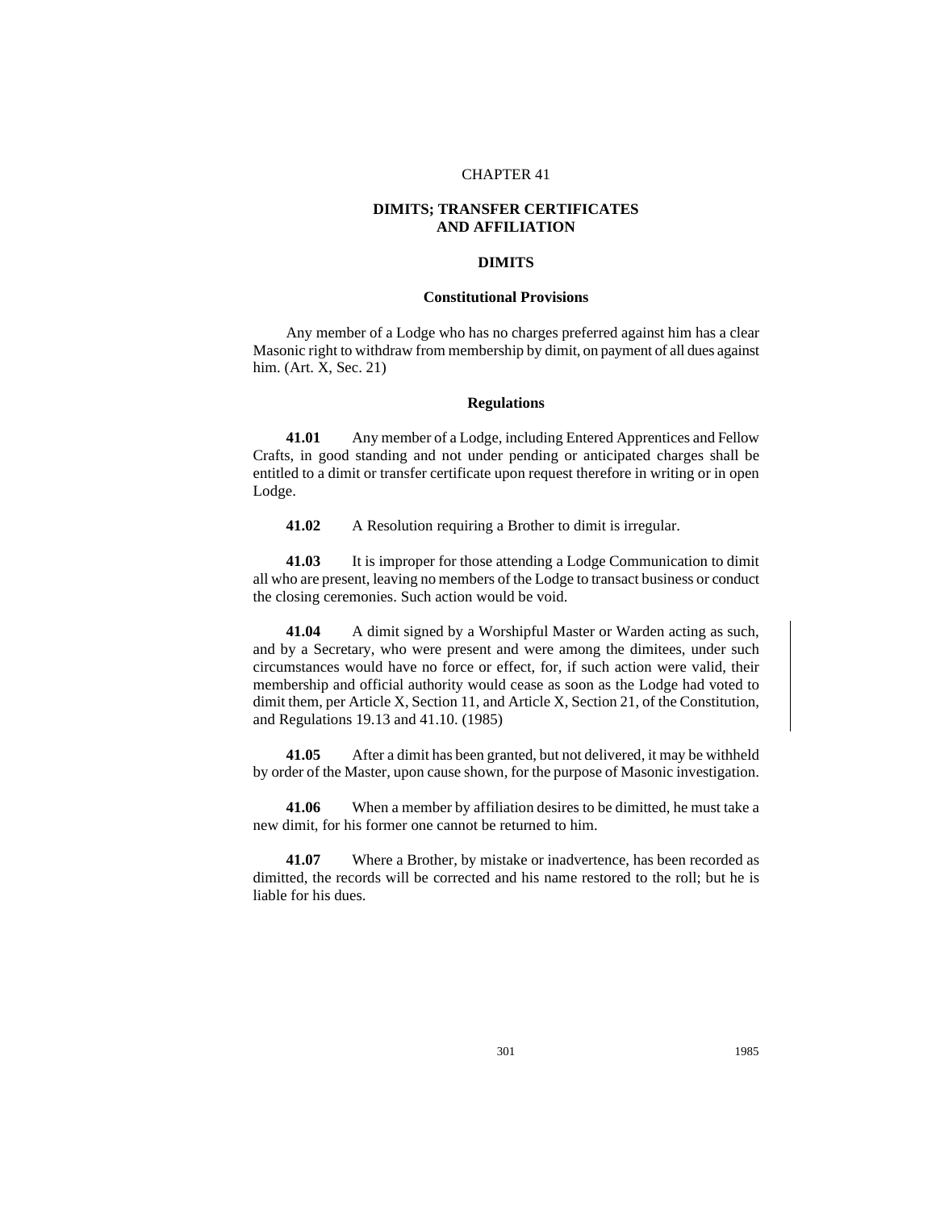# CHAPTER 41

## DIMITS; TRANSFER CERTIFICATES AND AFFILIATION

### DIMITS

#### Constitutional Provisions

Any member of a Lodge who has no charges preferred against him has a clear Masonic right to withdraw from membership by dimit, on payment of all dues against him. (Art. X, Sec. 21)

#### Regulations

**41.01** Any member of a Lodge, including Entered Apprentices and Fellow Crafts, in good standing and not under pending or anticipated charges shall be entitled to a dimit or transfer certificate upon request therefore in writing or in open Lodge.

**41.02** A Resolution requiring a Brother to dimit is irregular.

**41.03** It is improper for those attending a Lodge Communication to dimit all who are present, leaving no members of the Lodge to transact business or conduct the closing ceremonies. Such action would be void.

**41.04** A dimit signed by a Worshipful Master or Warden acting as such, and by a Secretary, who were present and were among the dimitees, under such circumstances would have no force or effect, for, if such action were valid, their membership and official authority would cease as soon as the Lodge had voted to dimit them, per Article X, Section 11, and Article X, Section 21, of the Constitution, and Regulations 19.13 and 41.10. (1985)

**41.05** After a dimit has been granted, but not delivered, it may be withheld by order of the Master, upon cause shown, for the purpose of Masonic investigation.

**41.06** When a member by affiliation desires to be dimitted, he must take a new dimit, for his former one cannot be returned to him.

**41.07** Where a Brother, by mistake or inadvertence, has been recorded as dimitted, the records will be corrected and his name restored to the roll; but he is liable for his dues.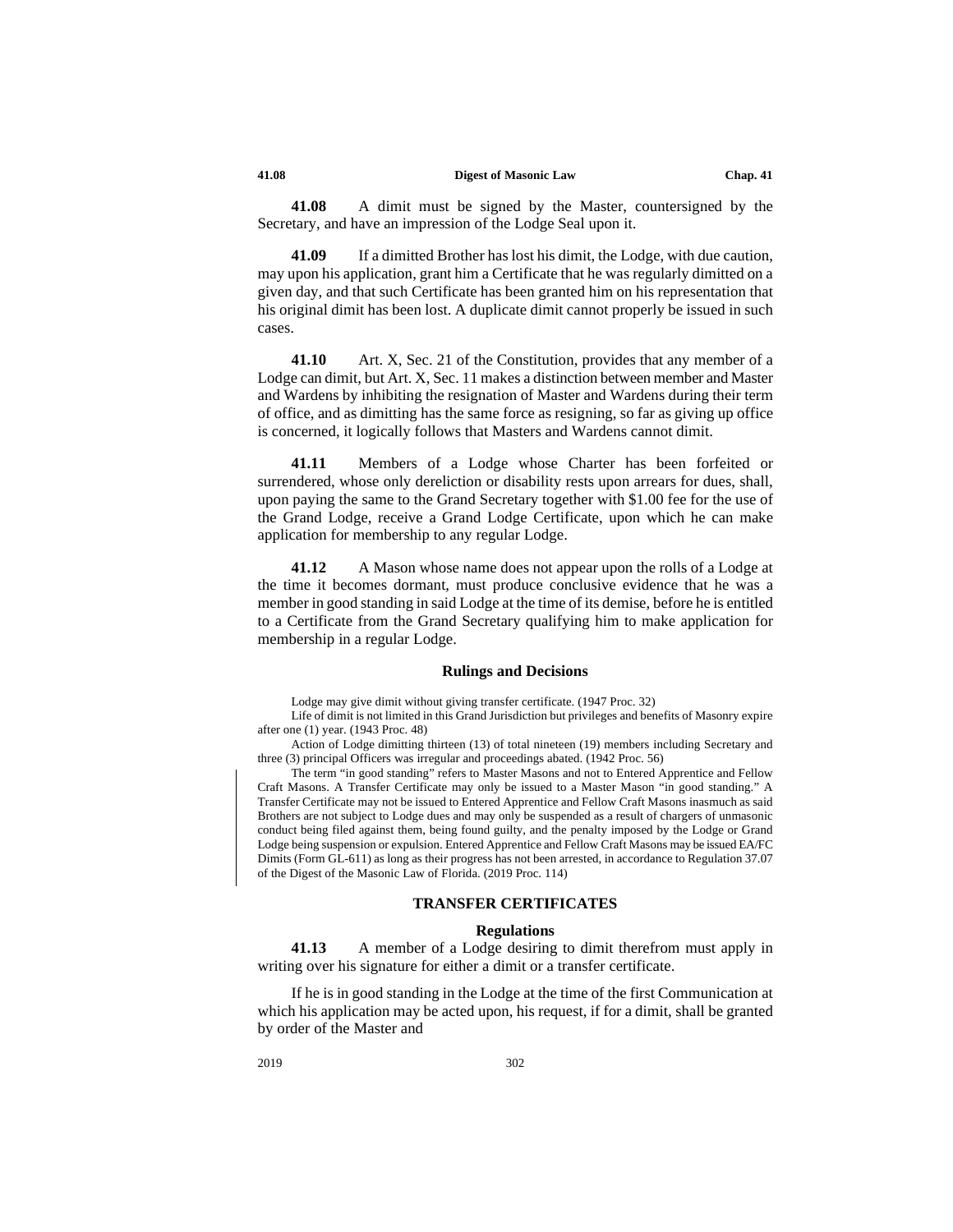**41.08** A dimit must be signed by the Master, countersigned by the Secretary, and have an impression of the Lodge Seal upon it.

**41.09** If a dimitted Brother has lost his dimit, the Lodge, with due caution, may upon his application, grant him a Certificate that he was regularly dimitted on a given day, and that such Certificate has been granted him on his representation that his original dimit has been lost. A duplicate dimit cannot properly be issued in such cases.

**41.10** Art. X, Sec. 21 of the Constitution, provides that any member of a Lodge can dimit, but Art. X, Sec. 11 makes a distinction between member and Master and Wardens by inhibiting the resignation of Master and Wardens during their term of office, and as dimitting has the same force as resigning, so far as giving up office is concerned, it logically follows that Masters and Wardens cannot dimit.

**41.11** Members of a Lodge whose Charter has been forfeited or surrendered, whose only dereliction or disability rests upon arrears for dues, shall, upon paying the same to the Grand Secretary together with $1.00 fee for the use of the Grand Lodge, receive a Grand Lodge Certificate, upon which he can make application for membership to any regular Lodge.

**41.12** A Mason whose name does not appear upon the rolls of a Lodge at the time it becomes dormant, must produce conclusive evidence that he was a member in good standing in said Lodge at the time of its demise, before he is entitled to a Certificate from the Grand Secretary qualifying him to make application for membership in a regular Lodge.

### Rulings and Decisions

Lodge may give dimit without giving transfer certificate. (1947 Proc. 32)

Life of dimit is not limited in this Grand Jurisdiction but privileges and benefits of Masonry expire after one (1) year. (1943 Proc. 48)

Action of Lodge dimitting thirteen (13) of total nineteen (19) members including Secretary and three (3) principal Officers was irregular and proceedings abated. (1942 Proc. 56)

The term "in good standing" refers to Master Masons and not to Entered Apprentice and Fellow Craft Masons. A Transfer Certificate may only be issued to a Master Mason "in good standing." A Transfer Certificate may not be issued to Entered Apprentice and Fellow Craft Masons inasmuch as said Brothers are not subject to Lodge dues and may only be suspended as a result of chargers of unmasonic conduct being filed against them, being found guilty, and the penalty imposed by the Lodge or Grand Lodge being suspension or expulsion. Entered Apprentice and Fellow Craft Masons may be issued EA/FC Dimits (Form GL-611) as long as their progress has not been arrested, in accordance to Regulation 37.07 of the Digest of the Masonic Law of Florida. (2019 Proc. 114)

## TRANSFER CERTIFICATES

### Regulations

**41.13** A member of a Lodge desiring to dimit therefrom must apply in writing over his signature for either a dimit or a transfer certificate.

If he is in good standing in the Lodge at the time of the first Communication at which his application may be acted upon, his request, if for a dimit, shall be granted by order of the Master and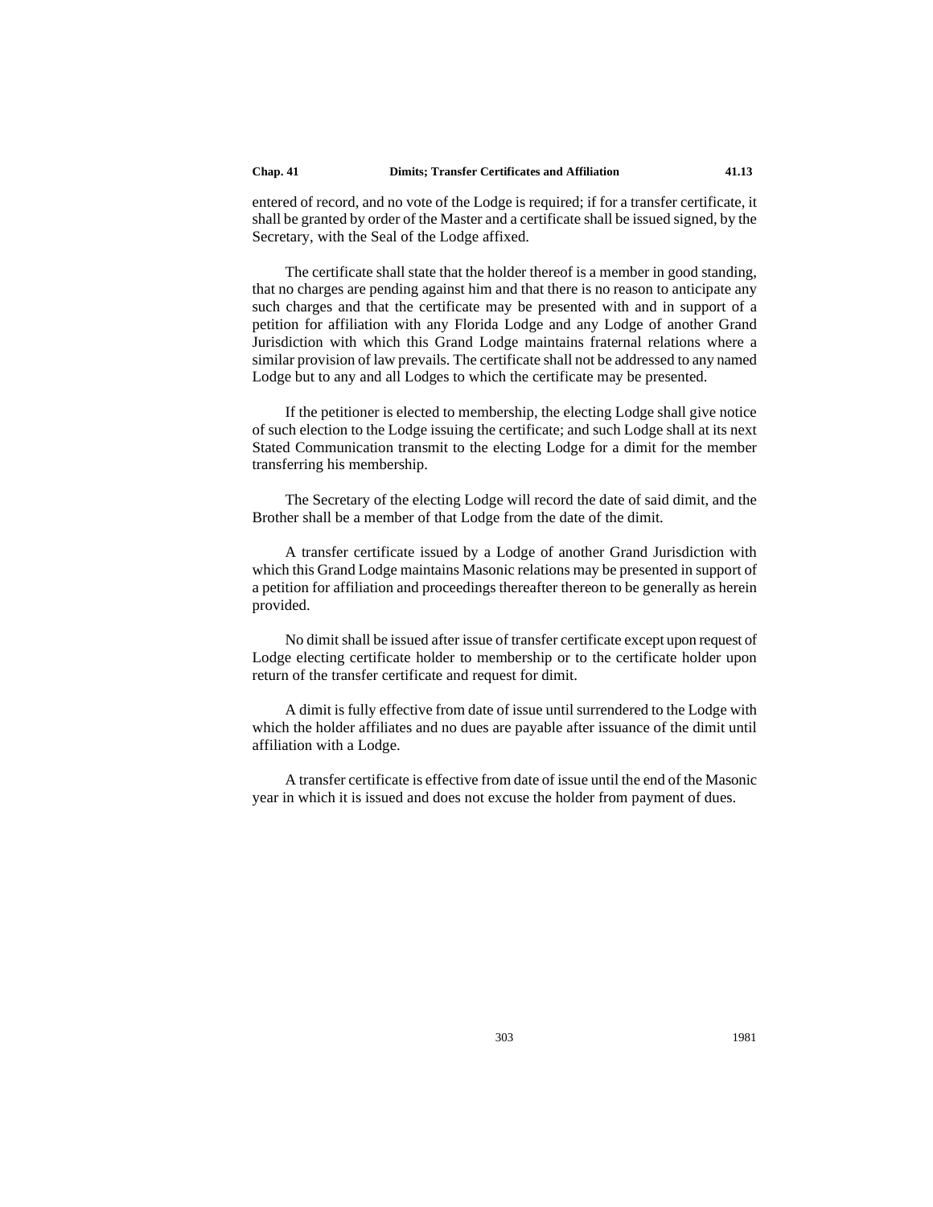entered of record, and no vote of the Lodge is required; if for a transfer certificate, it shall be granted by order of the Master and a certificate shall be issued signed, by the Secretary, with the Seal of the Lodge affixed.

The certificate shall state that the holder thereof is a member in good standing, that no charges are pending against him and that there is no reason to anticipate any such charges and that the certificate may be presented with and in support of a petition for affiliation with any Florida Lodge and any Lodge of another Grand Jurisdiction with which this Grand Lodge maintains fraternal relations where a similar provision of law prevails. The certificate shall not be addressed to any named Lodge but to any and all Lodges to which the certificate may be presented.

If the petitioner is elected to membership, the electing Lodge shall give notice of such election to the Lodge issuing the certificate; and such Lodge shall at its next Stated Communication transmit to the electing Lodge for a dimit for the member transferring his membership.

The Secretary of the electing Lodge will record the date of said dimit, and the Brother shall be a member of that Lodge from the date of the dimit.

A transfer certificate issued by a Lodge of another Grand Jurisdiction with which this Grand Lodge maintains Masonic relations may be presented in support of a petition for affiliation and proceedings thereafter thereon to be generally as herein provided.

No dimit shall be issued after issue of transfer certificate except upon request of Lodge electing certificate holder to membership or to the certificate holder upon return of the transfer certificate and request for dimit.

A dimit is fully effective from date of issue until surrendered to the Lodge with which the holder affiliates and no dues are payable after issuance of the dimit until affiliation with a Lodge.

A transfer certificate is effective from date of issue until the end of the Masonic year in which it is issued and does not excuse the holder from payment of dues.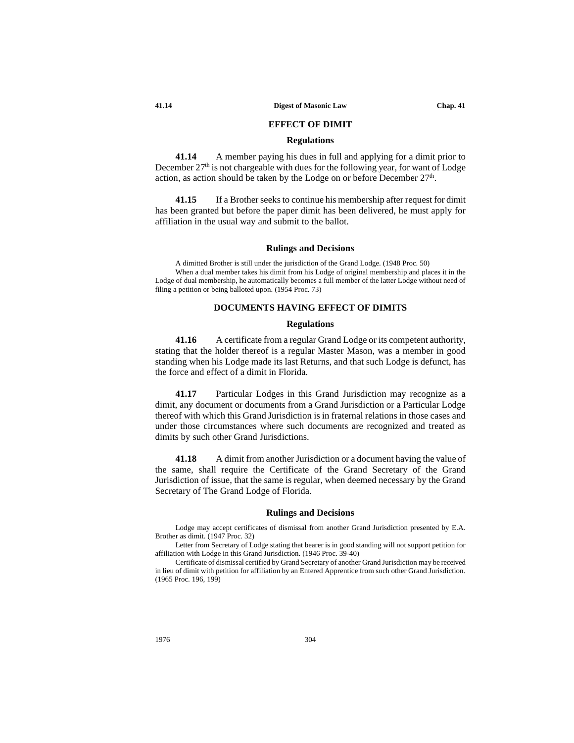## EFFECT OF DIMIT

### Regulations

**41.14** A member paying his dues in full and applying for a dimit prior to December 27th is not chargeable with dues for the following year, for want of Lodge action, as action should be taken by the Lodge on or before December 27th.

**41.15** If a Brother seeks to continue his membership after request for dimit has been granted but before the paper dimit has been delivered, he must apply for affiliation in the usual way and submit to the ballot.

### Rulings and Decisions

A dimitted Brother is still under the jurisdiction of the Grand Lodge. (1948 Proc. 50)

When a dual member takes his dimit from his Lodge of original membership and places it in the Lodge of dual membership, he automatically becomes a full member of the latter Lodge without need of filing a petition or being balloted upon. (1954 Proc. 73)

## DOCUMENTS HAVING EFFECT OF DIMITS

### Regulations

**41.16** A certificate from a regular Grand Lodge or its competent authority, stating that the holder thereof is a regular Master Mason, was a member in good standing when his Lodge made its last Returns, and that such Lodge is defunct, has the force and effect of a dimit in Florida.

**41.17** Particular Lodges in this Grand Jurisdiction may recognize as a dimit, any document or documents from a Grand Jurisdiction or a Particular Lodge thereof with which this Grand Jurisdiction is in fraternal relations in those cases and under those circumstances where such documents are recognized and treated as dimits by such other Grand Jurisdictions.

**41.18** A dimit from another Jurisdiction or a document having the value of the same, shall require the Certificate of the Grand Secretary of the Grand Jurisdiction of issue, that the same is regular, when deemed necessary by the Grand Secretary of The Grand Lodge of Florida.

### Rulings and Decisions

Lodge may accept certificates of dismissal from another Grand Jurisdiction presented by E.A. Brother as dimit. (1947 Proc. 32)

Letter from Secretary of Lodge stating that bearer is in good standing will not support petition for affiliation with Lodge in this Grand Jurisdiction. (1946 Proc. 39-40)

Certificate of dismissal certified by Grand Secretary of another Grand Jurisdiction may be received in lieu of dimit with petition for affiliation by an Entered Apprentice from such other Grand Jurisdiction. (1965 Proc. 196, 199)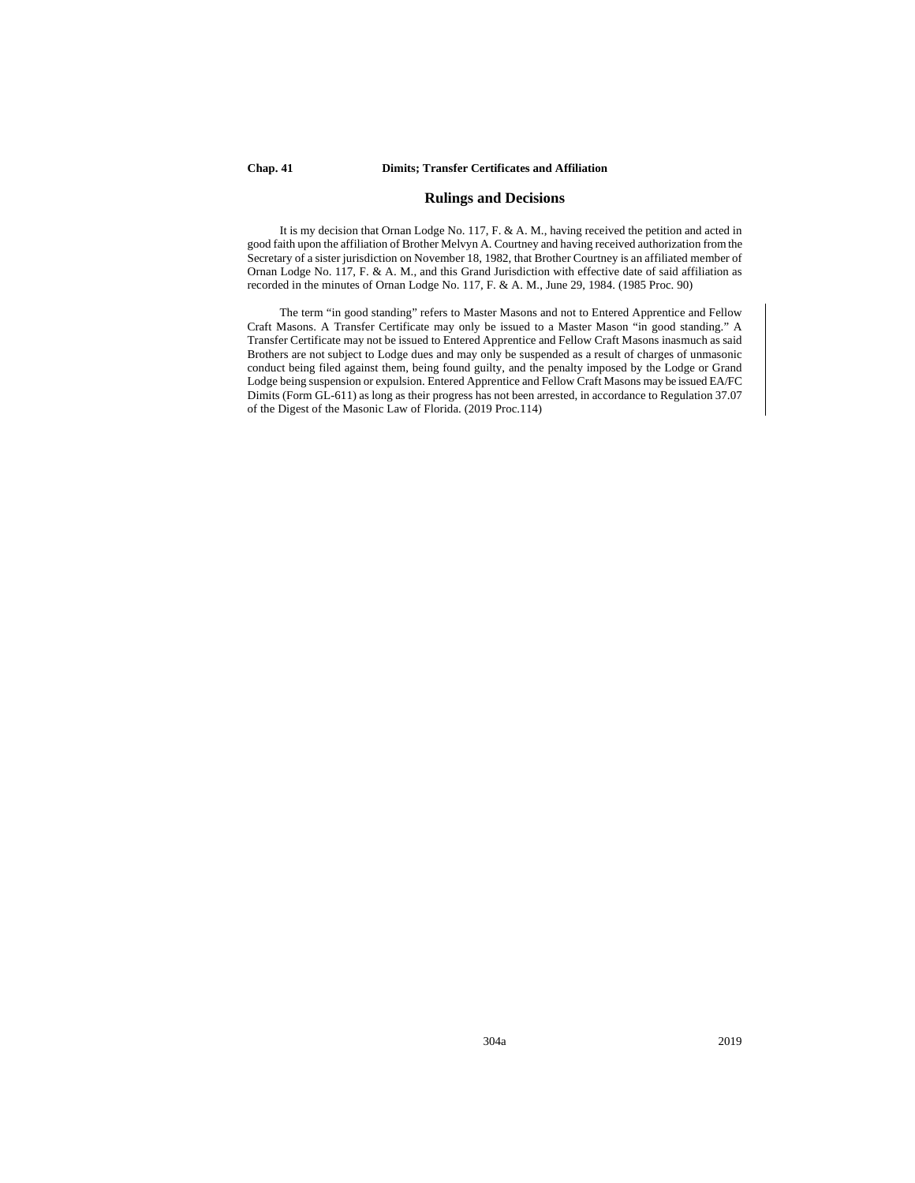## Rulings and Decisions

It is my decision that Ornan Lodge No. 117, F. & A. M., having received the petition and acted in good faith upon the affiliation of Brother Melvyn A. Courtney and having received authorization from the Secretary of a sister jurisdiction on November 18, 1982, that Brother Courtney is an affiliated member of Ornan Lodge No. 117, F. & A. M., and this Grand Jurisdiction with effective date of said affiliation as recorded in the minutes of Ornan Lodge No. 117, F. & A. M., June 29, 1984. (1985 Proc. 90)

The term "in good standing" refers to Master Masons and not to Entered Apprentice and Fellow Craft Masons. A Transfer Certificate may only be issued to a Master Mason "in good standing." A Transfer Certificate may not be issued to Entered Apprentice and Fellow Craft Masons inasmuch as said Brothers are not subject to Lodge dues and may only be suspended as a result of charges of unmasonic conduct being filed against them, being found guilty, and the penalty imposed by the Lodge or Grand Lodge being suspension or expulsion. Entered Apprentice and Fellow Craft Masons may be issued EA/FC Dimits (Form GL-611) as long as their progress has not been arrested, in accordance to Regulation 37.07 of the Digest of the Masonic Law of Florida. (2019 Proc.114)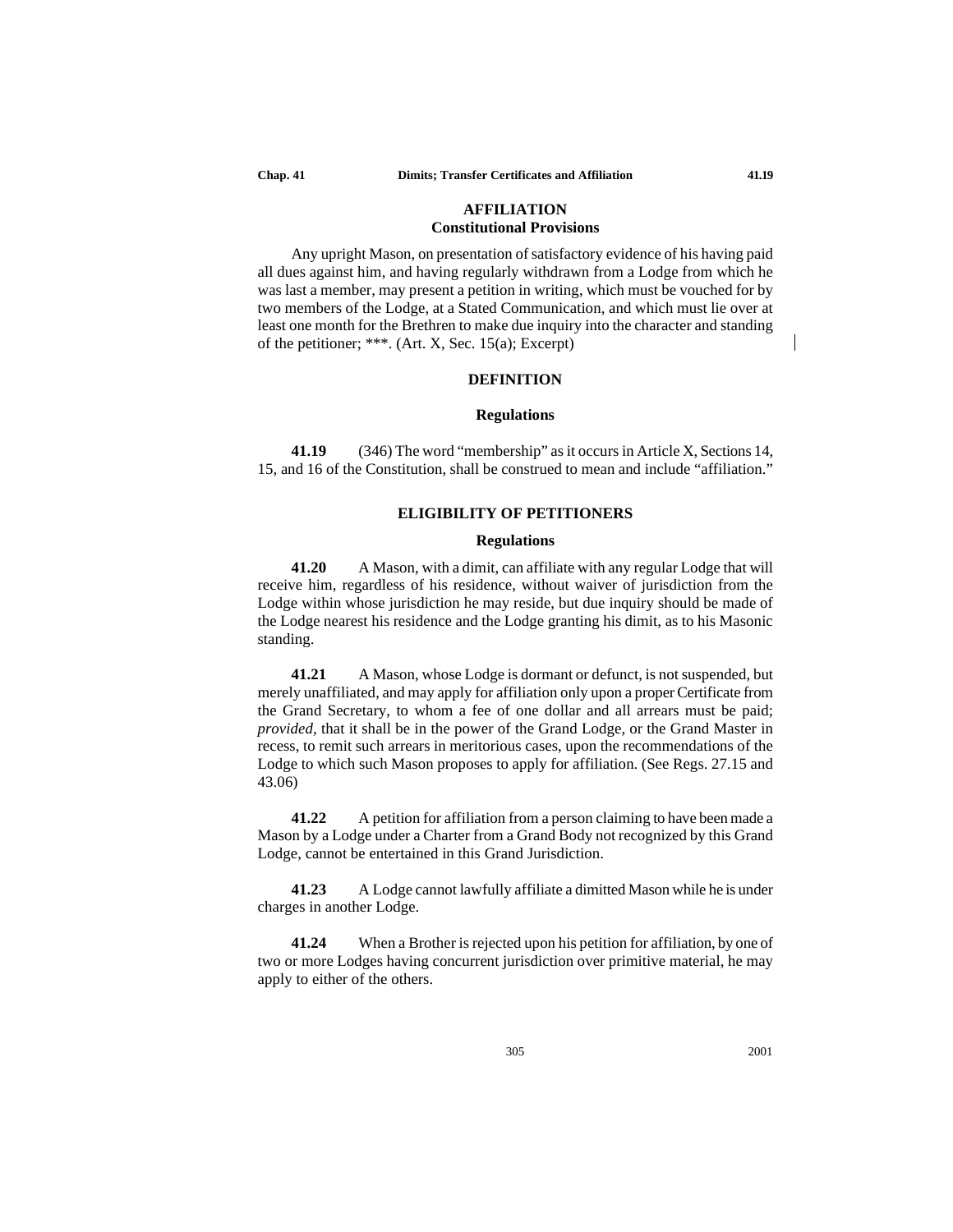## AFFILIATION

### Constitutional Provisions

Any upright Mason, on presentation of satisfactory evidence of his having paid all dues against him, and having regularly withdrawn from a Lodge from which he was last a member, may present a petition in writing, which must be vouched for by two members of the Lodge, at a Stated Communication, and which must lie over at least one month for the Brethren to make due inquiry into the character and standing of the petitioner; ***. (Art. X, Sec. 15(a); Excerpt)

## DEFINITION

### Regulations

**41.19** (346) The word "membership" as it occurs in Article X, Sections 14, 15, and 16 of the Constitution, shall be construed to mean and include "affiliation."

## ELIGIBILITY OF PETITIONERS

### Regulations

**41.20** A Mason, with a dimit, can affiliate with any regular Lodge that will receive him, regardless of his residence, without waiver of jurisdiction from the Lodge within whose jurisdiction he may reside, but due inquiry should be made of the Lodge nearest his residence and the Lodge granting his dimit, as to his Masonic standing.

**41.21** A Mason, whose Lodge is dormant or defunct, is not suspended, but merely unaffiliated, and may apply for affiliation only upon a proper Certificate from the Grand Secretary, to whom a fee of one dollar and all arrears must be paid; *provided*, that it shall be in the power of the Grand Lodge, or the Grand Master in recess, to remit such arrears in meritorious cases, upon the recommendations of the Lodge to which such Mason proposes to apply for affiliation. (See Regs. 27.15 and 43.06)

**41.22** A petition for affiliation from a person claiming to have been made a Mason by a Lodge under a Charter from a Grand Body not recognized by this Grand Lodge, cannot be entertained in this Grand Jurisdiction.

**41.23** A Lodge cannot lawfully affiliate a dimitted Mason while he is under charges in another Lodge.

**41.24** When a Brother is rejected upon his petition for affiliation, by one of two or more Lodges having concurrent jurisdiction over primitive material, he may apply to either of the others.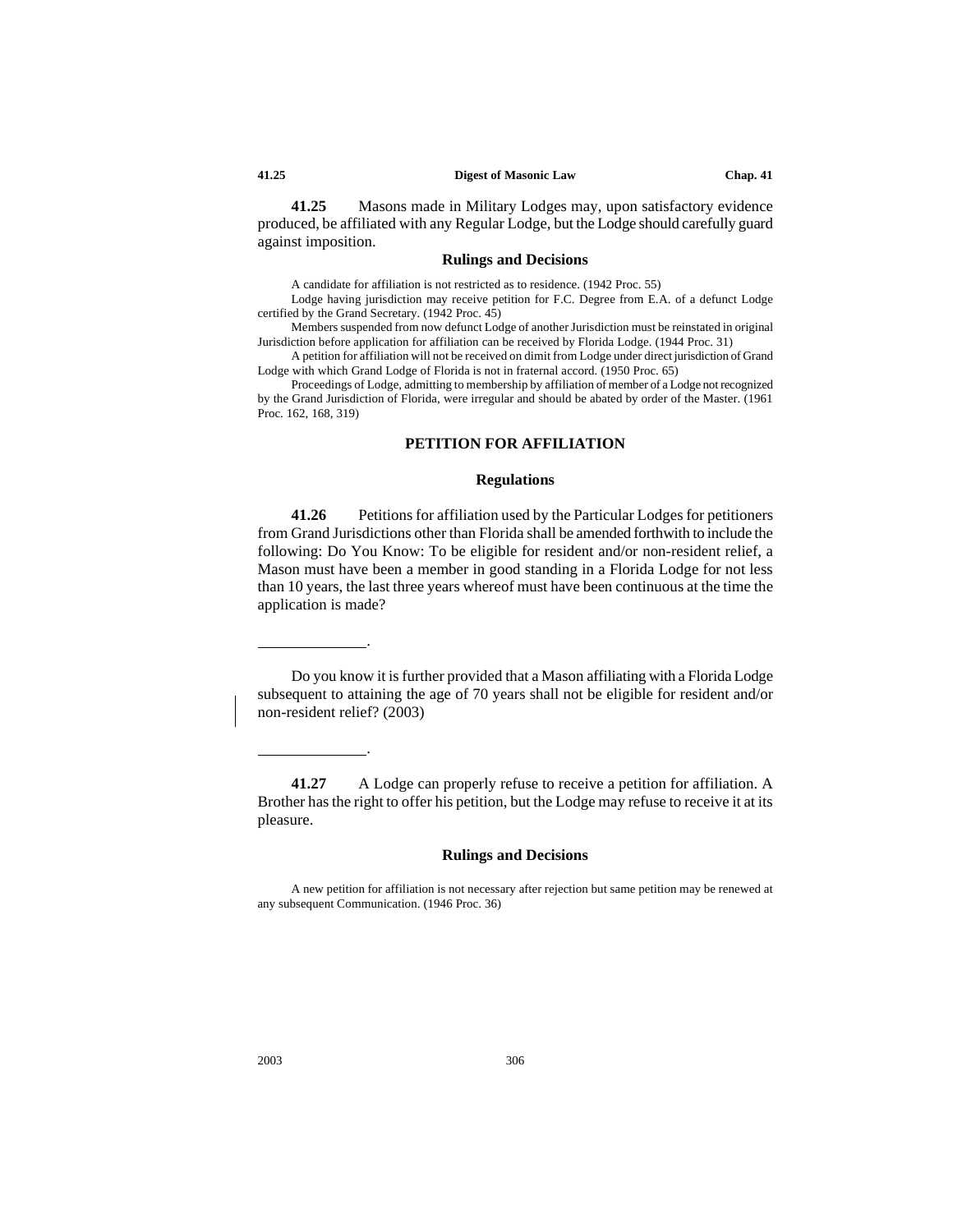**41.25** Masons made in Military Lodges may, upon satisfactory evidence produced, be affiliated with any Regular Lodge, but the Lodge should carefully guard against imposition.

### Rulings and Decisions

A candidate for affiliation is not restricted as to residence. (1942 Proc. 55)

Lodge having jurisdiction may receive petition for F.C. Degree from E.A. of a defunct Lodge certified by the Grand Secretary. (1942 Proc. 45)

Members suspended from now defunct Lodge of another Jurisdiction must be reinstated in original Jurisdiction before application for affiliation can be received by Florida Lodge. (1944 Proc. 31)

A petition for affiliation will not be received on dimit from Lodge under direct jurisdiction of Grand Lodge with which Grand Lodge of Florida is not in fraternal accord. (1950 Proc. 65)

Proceedings of Lodge, admitting to membership by affiliation of member of a Lodge not recognized by the Grand Jurisdiction of Florida, were irregular and should be abated by order of the Master. (1961 Proc. 162, 168, 319)

## PETITION FOR AFFILIATION

### Regulations

**41.26** Petitions for affiliation used by the Particular Lodges for petitioners from Grand Jurisdictions other than Florida shall be amended forthwith to include the following: Do You Know: To be eligible for resident and/or non-resident relief, a Mason must have been a member in good standing in a Florida Lodge for not less than 10 years, the last three years whereof must have been continuous at the time the application is made?

_____________.

Do you know it is further provided that a Mason affiliating with a Florida Lodge subsequent to attaining the age of 70 years shall not be eligible for resident and/or non-resident relief? (2003)

_____________.

**41.27** A Lodge can properly refuse to receive a petition for affiliation. A Brother has the right to offer his petition, but the Lodge may refuse to receive it at its pleasure.

### Rulings and Decisions

A new petition for affiliation is not necessary after rejection but same petition may be renewed at any subsequent Communication. (1946 Proc. 36)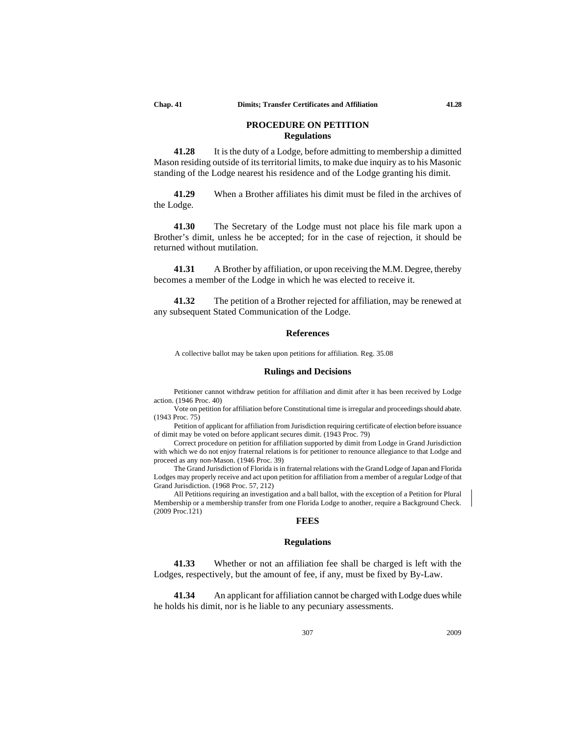## PROCEDURE ON PETITION
### Regulations

**41.28** It is the duty of a Lodge, before admitting to membership a dimitted Mason residing outside of its territorial limits, to make due inquiry as to his Masonic standing of the Lodge nearest his residence and of the Lodge granting his dimit.

**41.29** When a Brother affiliates his dimit must be filed in the archives of the Lodge.

**41.30** The Secretary of the Lodge must not place his file mark upon a Brother's dimit, unless he be accepted; for in the case of rejection, it should be returned without mutilation.

**41.31** A Brother by affiliation, or upon receiving the M.M. Degree, thereby becomes a member of the Lodge in which he was elected to receive it.

**41.32** The petition of a Brother rejected for affiliation, may be renewed at any subsequent Stated Communication of the Lodge.

### References

A collective ballot may be taken upon petitions for affiliation. Reg. 35.08

### Rulings and Decisions

Petitioner cannot withdraw petition for affiliation and dimit after it has been received by Lodge action. (1946 Proc. 40)

Vote on petition for affiliation before Constitutional time is irregular and proceedings should abate. (1943 Proc. 75)

Petition of applicant for affiliation from Jurisdiction requiring certificate of election before issuance of dimit may be voted on before applicant secures dimit. (1943 Proc. 79)

Correct procedure on petition for affiliation supported by dimit from Lodge in Grand Jurisdiction with which we do not enjoy fraternal relations is for petitioner to renounce allegiance to that Lodge and proceed as any non-Mason. (1946 Proc. 39)

The Grand Jurisdiction of Florida is in fraternal relations with the Grand Lodge of Japan and Florida Lodges may properly receive and act upon petition for affiliation from a member of a regular Lodge of that Grand Jurisdiction. (1968 Proc. 57, 212)

All Petitions requiring an investigation and a ball ballot, with the exception of a Petition for Plural Membership or a membership transfer from one Florida Lodge to another, require a Background Check. (2009 Proc.121)

## FEES

### Regulations

**41.33** Whether or not an affiliation fee shall be charged is left with the Lodges, respectively, but the amount of fee, if any, must be fixed by By-Law.

**41.34** An applicant for affiliation cannot be charged with Lodge dues while he holds his dimit, nor is he liable to any pecuniary assessments.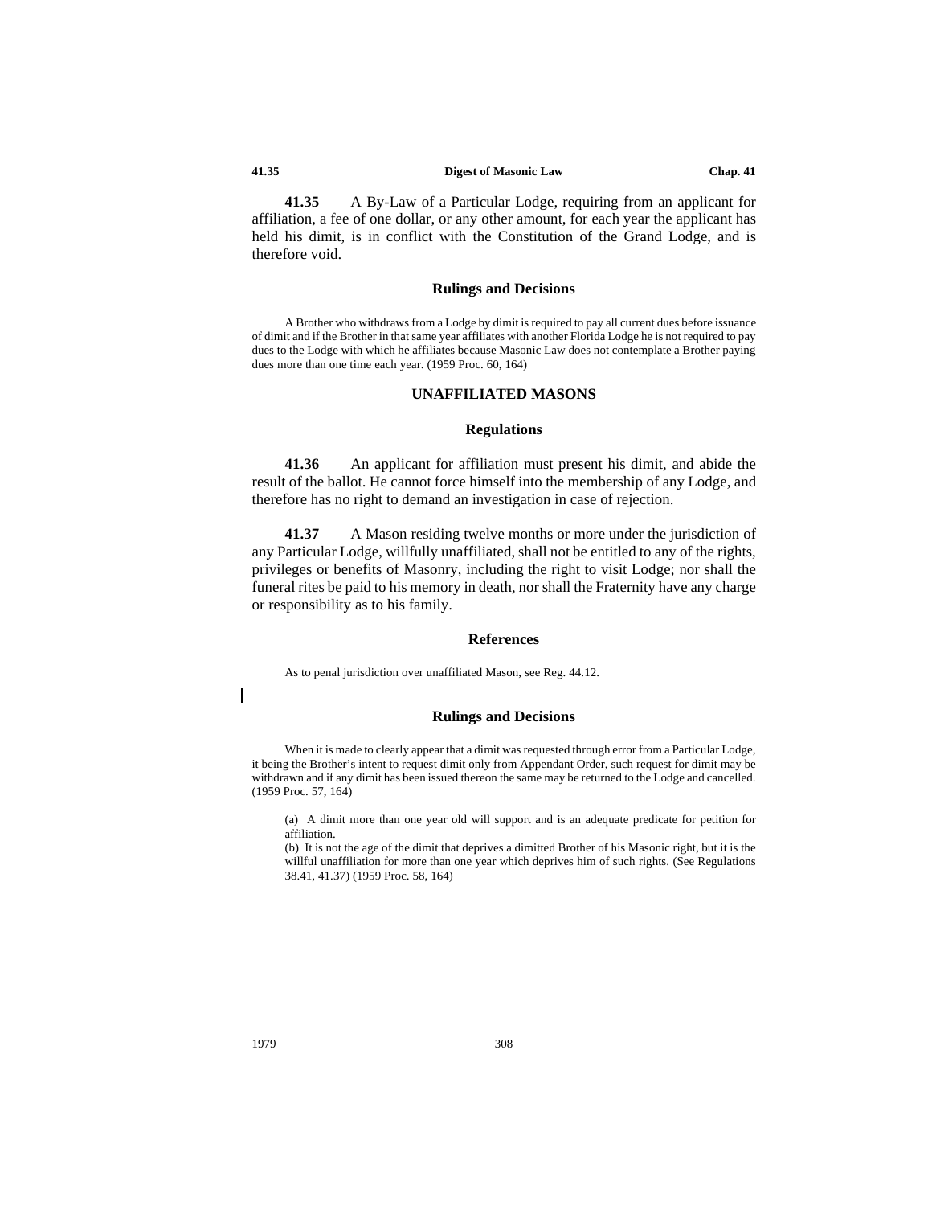**41.35** A By-Law of a Particular Lodge, requiring from an applicant for affiliation, a fee of one dollar, or any other amount, for each year the applicant has held his dimit, is in conflict with the Constitution of the Grand Lodge, and is therefore void.

### Rulings and Decisions

A Brother who withdraws from a Lodge by dimit is required to pay all current dues before issuance of dimit and if the Brother in that same year affiliates with another Florida Lodge he is not required to pay dues to the Lodge with which he affiliates because Masonic Law does not contemplate a Brother paying dues more than one time each year. (1959 Proc. 60, 164)

## UNAFFILIATED MASONS

### Regulations

**41.36** An applicant for affiliation must present his dimit, and abide the result of the ballot. He cannot force himself into the membership of any Lodge, and therefore has no right to demand an investigation in case of rejection.

**41.37** A Mason residing twelve months or more under the jurisdiction of any Particular Lodge, willfully unaffiliated, shall not be entitled to any of the rights, privileges or benefits of Masonry, including the right to visit Lodge; nor shall the funeral rites be paid to his memory in death, nor shall the Fraternity have any charge or responsibility as to his family.

### References

As to penal jurisdiction over unaffiliated Mason, see Reg. 44.12.

### Rulings and Decisions

When it is made to clearly appear that a dimit was requested through error from a Particular Lodge, it being the Brother's intent to request dimit only from Appendant Order, such request for dimit may be withdrawn and if any dimit has been issued thereon the same may be returned to the Lodge and cancelled. (1959 Proc. 57, 164)

(a) A dimit more than one year old will support and is an adequate predicate for petition for affiliation.
(b) It is not the age of the dimit that deprives a dimitted Brother of his Masonic right, but it is the willful unaffiliation for more than one year which deprives him of such rights. (See Regulations 38.41, 41.37) (1959 Proc. 58, 164)

1979